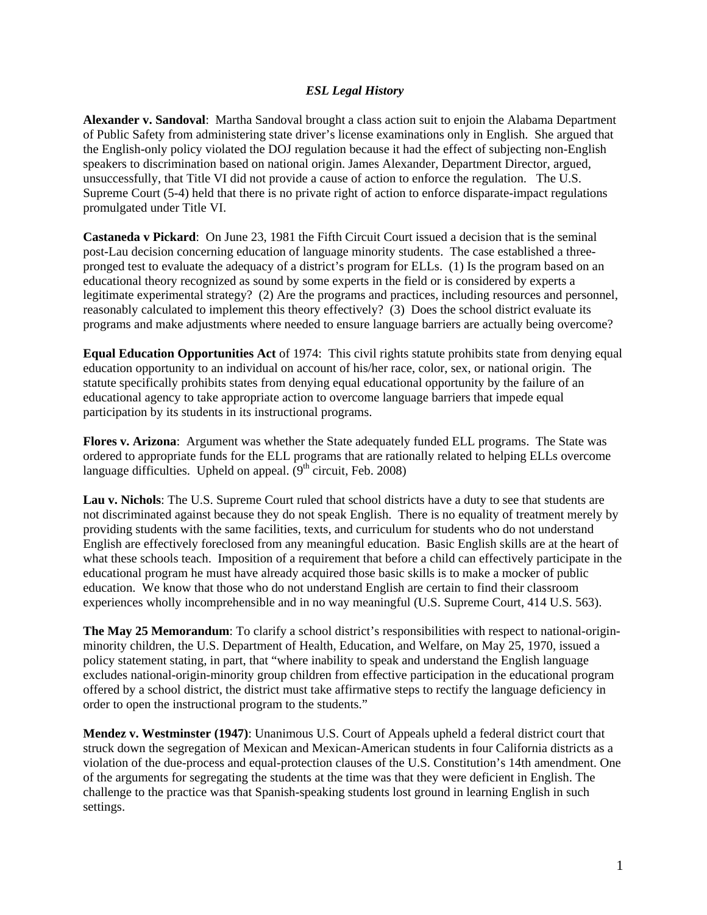## *ESL Legal History*

**Alexander v. Sandoval**: Martha Sandoval brought a class action suit to enjoin the Alabama Department of Public Safety from administering state driver's license examinations only in English. She argued that the English-only policy violated the DOJ regulation because it had the effect of subjecting non-English speakers to discrimination based on national origin. James Alexander, Department Director, argued, unsuccessfully, that Title VI did not provide a cause of action to enforce the regulation. The U.S. Supreme Court (5-4) held that there is no private right of action to enforce disparate-impact regulations promulgated under Title VI.

**Castaneda v Pickard**: On June 23, 1981 the Fifth Circuit Court issued a decision that is the seminal post-Lau decision concerning education of language minority students. The case established a three-pronged test to evaluate the adequacy of a district's program for ELLs. (1) Is the program based on an educational theory recognized as sound by some experts in the field or is considered by experts a legitimate experimental strategy? (2) Are the programs and practices, including resources and personnel, reasonably calculated to implement this theory effectively? (3) Does the school district evaluate its programs and make adjustments where needed to ensure language barriers are actually being overcome?

**Equal Education Opportunities Act** of 1974: This civil rights statute prohibits state from denying equal education opportunity to an individual on account of his/her race, color, sex, or national origin. The statute specifically prohibits states from denying equal educational opportunity by the failure of an educational agency to take appropriate action to overcome language barriers that impede equal participation by its students in its instructional programs.

**Flores v. Arizona**: Argument was whether the State adequately funded ELL programs. The State was ordered to appropriate funds for the ELL programs that are rationally related to helping ELLs overcome language difficulties. Upheld on appeal. (9th circuit, Feb. 2008)

**Lau v. Nichols**: The U.S. Supreme Court ruled that school districts have a duty to see that students are not discriminated against because they do not speak English. There is no equality of treatment merely by providing students with the same facilities, texts, and curriculum for students who do not understand English are effectively foreclosed from any meaningful education. Basic English skills are at the heart of what these schools teach. Imposition of a requirement that before a child can effectively participate in the educational program he must have already acquired those basic skills is to make a mocker of public education. We know that those who do not understand English are certain to find their classroom experiences wholly incomprehensible and in no way meaningful (U.S. Supreme Court, 414 U.S. 563).

**The May 25 Memorandum**: To clarify a school district's responsibilities with respect to national-origin-minority children, the U.S. Department of Health, Education, and Welfare, on May 25, 1970, issued a policy statement stating, in part, that "where inability to speak and understand the English language excludes national-origin-minority group children from effective participation in the educational program offered by a school district, the district must take affirmative steps to rectify the language deficiency in order to open the instructional program to the students."

**Mendez v. Westminster (1947)**: Unanimous U.S. Court of Appeals upheld a federal district court that struck down the segregation of Mexican and Mexican-American students in four California districts as a violation of the due-process and equal-protection clauses of the U.S. Constitution's 14th amendment. One of the arguments for segregating the students at the time was that they were deficient in English. The challenge to the practice was that Spanish-speaking students lost ground in learning English in such settings.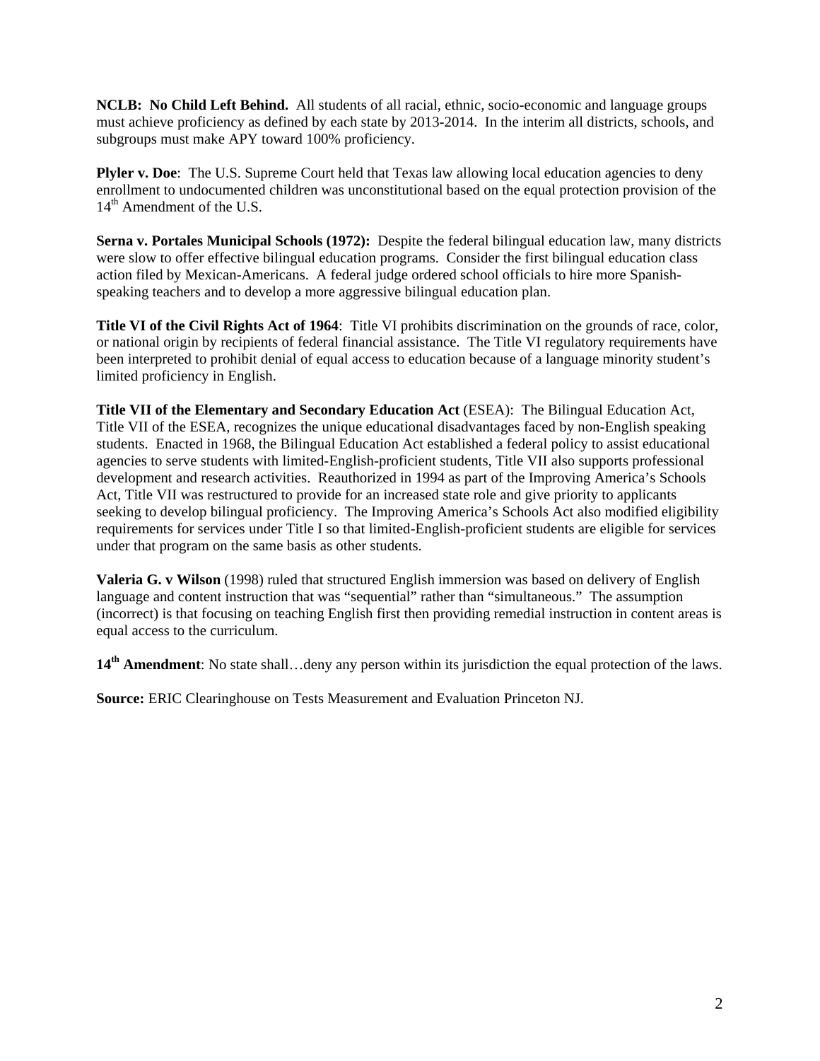**NCLB: No Child Left Behind.** All students of all racial, ethnic, socio-economic and language groups must achieve proficiency as defined by each state by 2013-2014. In the interim all districts, schools, and subgroups must make APY toward 100% proficiency.

**Plyler v. Doe**: The U.S. Supreme Court held that Texas law allowing local education agencies to deny enrollment to undocumented children was unconstitutional based on the equal protection provision of the 14th Amendment of the U.S.

**Serna v. Portales Municipal Schools (1972):** Despite the federal bilingual education law, many districts were slow to offer effective bilingual education programs. Consider the first bilingual education class action filed by Mexican-Americans. A federal judge ordered school officials to hire more Spanish-speaking teachers and to develop a more aggressive bilingual education plan.

**Title VI of the Civil Rights Act of 1964**: Title VI prohibits discrimination on the grounds of race, color, or national origin by recipients of federal financial assistance. The Title VI regulatory requirements have been interpreted to prohibit denial of equal access to education because of a language minority student's limited proficiency in English.

**Title VII of the Elementary and Secondary Education Act** (ESEA): The Bilingual Education Act, Title VII of the ESEA, recognizes the unique educational disadvantages faced by non-English speaking students. Enacted in 1968, the Bilingual Education Act established a federal policy to assist educational agencies to serve students with limited-English-proficient students, Title VII also supports professional development and research activities. Reauthorized in 1994 as part of the Improving America's Schools Act, Title VII was restructured to provide for an increased state role and give priority to applicants seeking to develop bilingual proficiency. The Improving America's Schools Act also modified eligibility requirements for services under Title I so that limited-English-proficient students are eligible for services under that program on the same basis as other students.

**Valeria G. v Wilson** (1998) ruled that structured English immersion was based on delivery of English language and content instruction that was "sequential" rather than "simultaneous." The assumption (incorrect) is that focusing on teaching English first then providing remedial instruction in content areas is equal access to the curriculum.

**14th Amendment**: No state shall…deny any person within its jurisdiction the equal protection of the laws.

**Source:** ERIC Clearinghouse on Tests Measurement and Evaluation Princeton NJ.